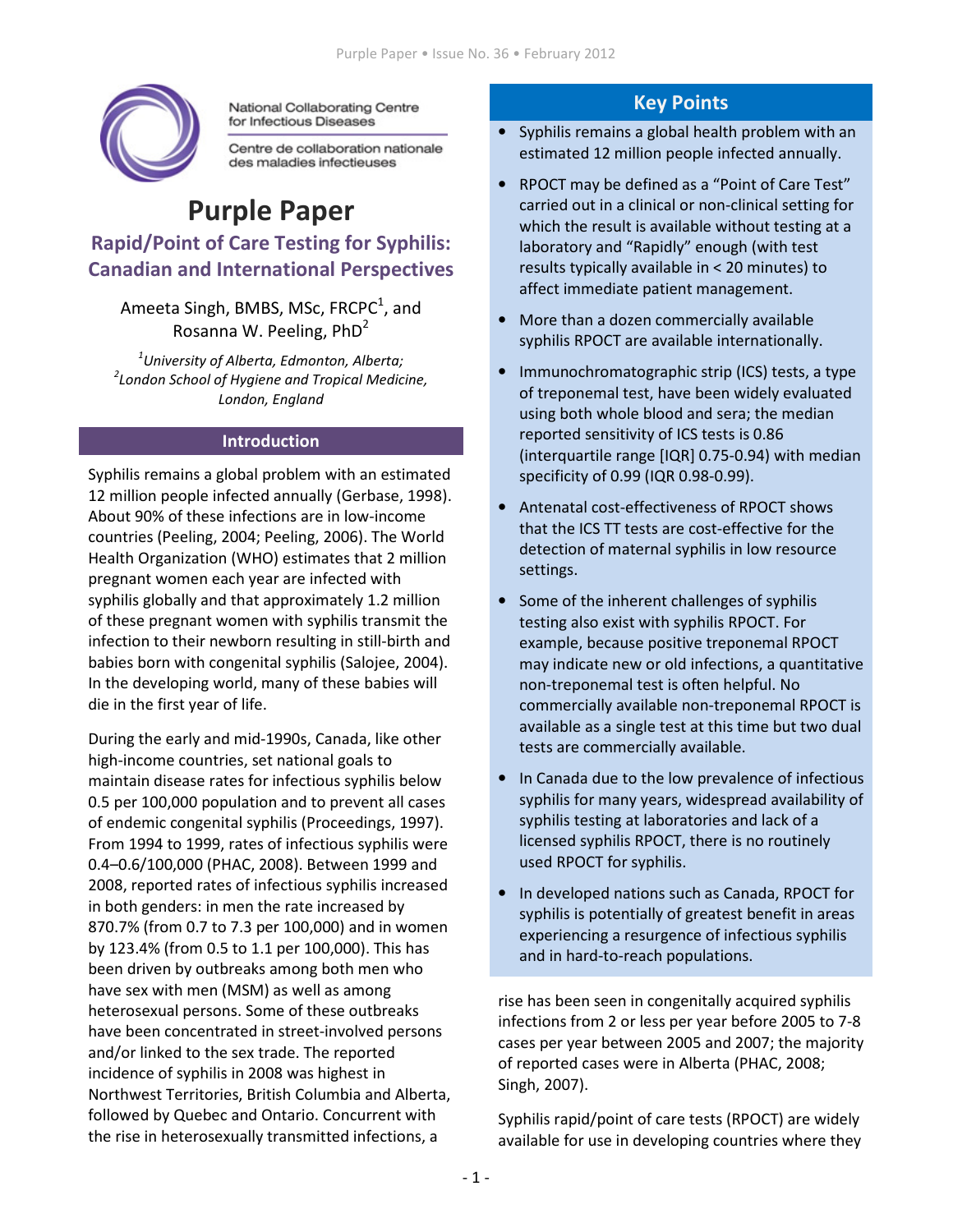National Collaborating Centre for Infectious Diseases

Centre de collaboration nationale des maladies infectieuses

# Purple Paper

## Rapid/Point of Care Testing for Syphilis: Canadian and International Perspectives

Ameeta Singh, BMBS, MSc, FRCPC[1], and Rosanna W. Peeling, PhD[2]

[1]*University of Alberta, Edmonton, Alberta;*
[2]*London School of Hygiene and Tropical Medicine, London, England*

### Key Points

- Syphilis remains a global health problem with an estimated 12 million people infected annually.
- RPOCT may be defined as a "Point of Care Test" carried out in a clinical or non-clinical setting for which the result is available without testing at a laboratory and "Rapidly" enough (with test results typically available in < 20 minutes) to affect immediate patient management.
- More than a dozen commercially available syphilis RPOCT are available internationally.
- Immunochromatographic strip (ICS) tests, a type of treponemal test, have been widely evaluated using both whole blood and sera; the median reported sensitivity of ICS tests is 0.86 (interquartile range [IQR] 0.75-0.94) with median specificity of 0.99 (IQR 0.98-0.99).
- Antenatal cost-effectiveness of RPOCT shows that the ICS TT tests are cost-effective for the detection of maternal syphilis in low resource settings.
- Some of the inherent challenges of syphilis testing also exist with syphilis RPOCT. For example, because positive treponemal RPOCT may indicate new or old infections, a quantitative non-treponemal test is often helpful. No commercially available non-treponemal RPOCT is available as a single test at this time but two dual tests are commercially available.
- In Canada due to the low prevalence of infectious syphilis for many years, widespread availability of syphilis testing at laboratories and lack of a licensed syphilis RPOCT, there is no routinely used RPOCT for syphilis.
- In developed nations such as Canada, RPOCT for syphilis is potentially of greatest benefit in areas experiencing a resurgence of infectious syphilis and in hard-to-reach populations.

### Introduction

Syphilis remains a global problem with an estimated 12 million people infected annually (Gerbase, 1998). About 90% of these infections are in low-income countries (Peeling, 2004; Peeling, 2006). The World Health Organization (WHO) estimates that 2 million pregnant women each year are infected with syphilis globally and that approximately 1.2 million of these pregnant women with syphilis transmit the infection to their newborn resulting in still-birth and babies born with congenital syphilis (Salojee, 2004). In the developing world, many of these babies will die in the first year of life.

During the early and mid-1990s, Canada, like other high-income countries, set national goals to maintain disease rates for infectious syphilis below 0.5 per 100,000 population and to prevent all cases of endemic congenital syphilis (Proceedings, 1997). From 1994 to 1999, rates of infectious syphilis were 0.4–0.6/100,000 (PHAC, 2008). Between 1999 and 2008, reported rates of infectious syphilis increased in both genders: in men the rate increased by 870.7% (from 0.7 to 7.3 per 100,000) and in women by 123.4% (from 0.5 to 1.1 per 100,000). This has been driven by outbreaks among both men who have sex with men (MSM) as well as among heterosexual persons. Some of these outbreaks have been concentrated in street-involved persons and/or linked to the sex trade. The reported incidence of syphilis in 2008 was highest in Northwest Territories, British Columbia and Alberta, followed by Quebec and Ontario. Concurrent with the rise in heterosexually transmitted infections, a rise has been seen in congenitally acquired syphilis infections from 2 or less per year before 2005 to 7-8 cases per year between 2005 and 2007; the majority of reported cases were in Alberta (PHAC, 2008; Singh, 2007).

Syphilis rapid/point of care tests (RPOCT) are widely available for use in developing countries where they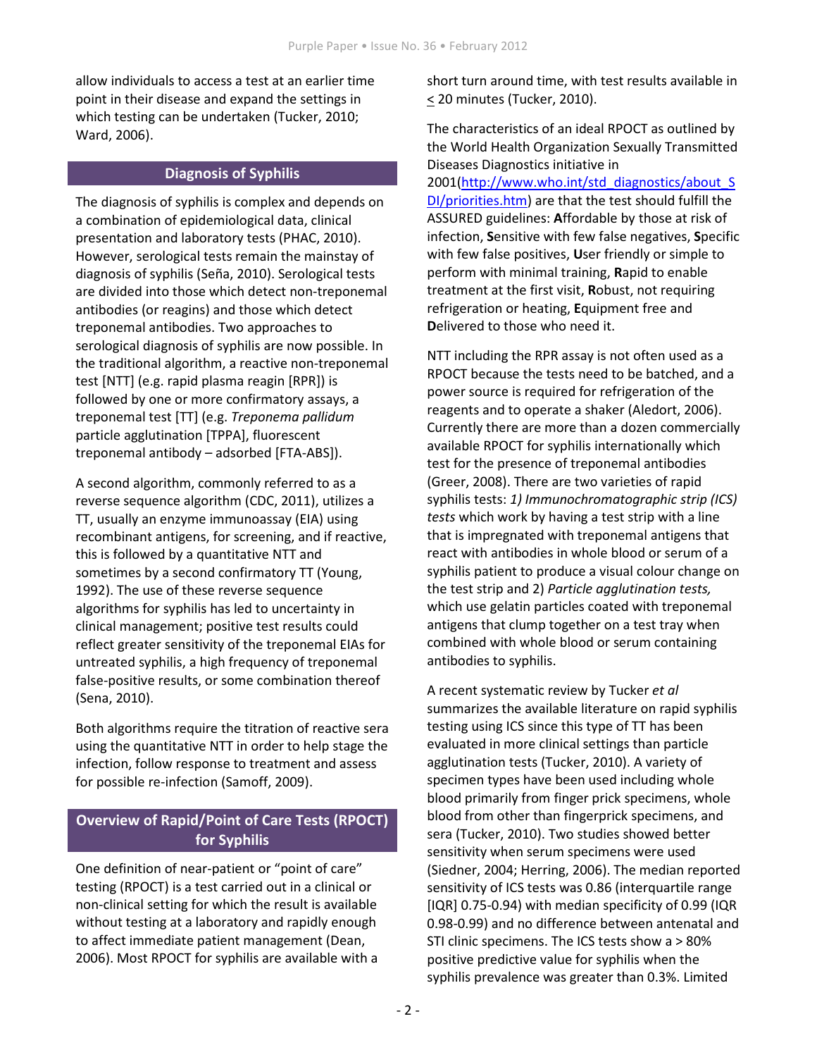allow individuals to access a test at an earlier time point in their disease and expand the settings in which testing can be undertaken (Tucker, 2010; Ward, 2006).

## Diagnosis of Syphilis

The diagnosis of syphilis is complex and depends on a combination of epidemiological data, clinical presentation and laboratory tests (PHAC, 2010). However, serological tests remain the mainstay of diagnosis of syphilis (Seña, 2010). Serological tests are divided into those which detect non-treponemal antibodies (or reagins) and those which detect treponemal antibodies. Two approaches to serological diagnosis of syphilis are now possible. In the traditional algorithm, a reactive non-treponemal test [NTT] (e.g. rapid plasma reagin [RPR]) is followed by one or more confirmatory assays, a treponemal test [TT] (e.g. *Treponema pallidum* particle agglutination [TPPA], fluorescent treponemal antibody – adsorbed [FTA-ABS]).

A second algorithm, commonly referred to as a reverse sequence algorithm (CDC, 2011), utilizes a TT, usually an enzyme immunoassay (EIA) using recombinant antigens, for screening, and if reactive, this is followed by a quantitative NTT and sometimes by a second confirmatory TT (Young, 1992). The use of these reverse sequence algorithms for syphilis has led to uncertainty in clinical management; positive test results could reflect greater sensitivity of the treponemal EIAs for untreated syphilis, a high frequency of treponemal false-positive results, or some combination thereof (Sena, 2010).

Both algorithms require the titration of reactive sera using the quantitative NTT in order to help stage the infection, follow response to treatment and assess for possible re-infection (Samoff, 2009).

## Overview of Rapid/Point of Care Tests (RPOCT) for Syphilis

One definition of near-patient or "point of care" testing (RPOCT) is a test carried out in a clinical or non-clinical setting for which the result is available without testing at a laboratory and rapidly enough to affect immediate patient management (Dean, 2006). Most RPOCT for syphilis are available with a short turn around time, with test results available in ≤ 20 minutes (Tucker, 2010).

The characteristics of an ideal RPOCT as outlined by the World Health Organization Sexually Transmitted Diseases Diagnostics initiative in 2001(http://www.who.int/std_diagnostics/about_SDI/priorities.htm) are that the test should fulfill the ASSURED guidelines: **A**ffordable by those at risk of infection, **S**ensitive with few false negatives, **S**pecific with few false positives, **U**ser friendly or simple to perform with minimal training, **R**apid to enable treatment at the first visit, **R**obust, not requiring refrigeration or heating, **E**quipment free and **D**elivered to those who need it.

NTT including the RPR assay is not often used as a RPOCT because the tests need to be batched, and a power source is required for refrigeration of the reagents and to operate a shaker (Aledort, 2006). Currently there are more than a dozen commercially available RPOCT for syphilis internationally which test for the presence of treponemal antibodies (Greer, 2008). There are two varieties of rapid syphilis tests: *1) Immunochromatographic strip (ICS) tests* which work by having a test strip with a line that is impregnated with treponemal antigens that react with antibodies in whole blood or serum of a syphilis patient to produce a visual colour change on the test strip and 2) *Particle agglutination tests,* which use gelatin particles coated with treponemal antigens that clump together on a test tray when combined with whole blood or serum containing antibodies to syphilis.

A recent systematic review by Tucker *et al* summarizes the available literature on rapid syphilis testing using ICS since this type of TT has been evaluated in more clinical settings than particle agglutination tests (Tucker, 2010). A variety of specimen types have been used including whole blood primarily from finger prick specimens, whole blood from other than fingerprick specimens, and sera (Tucker, 2010). Two studies showed better sensitivity when serum specimens were used (Siedner, 2004; Herring, 2006). The median reported sensitivity of ICS tests was 0.86 (interquartile range [IQR] 0.75-0.94) with median specificity of 0.99 (IQR 0.98-0.99) and no difference between antenatal and STI clinic specimens. The ICS tests show a > 80% positive predictive value for syphilis when the syphilis prevalence was greater than 0.3%. Limited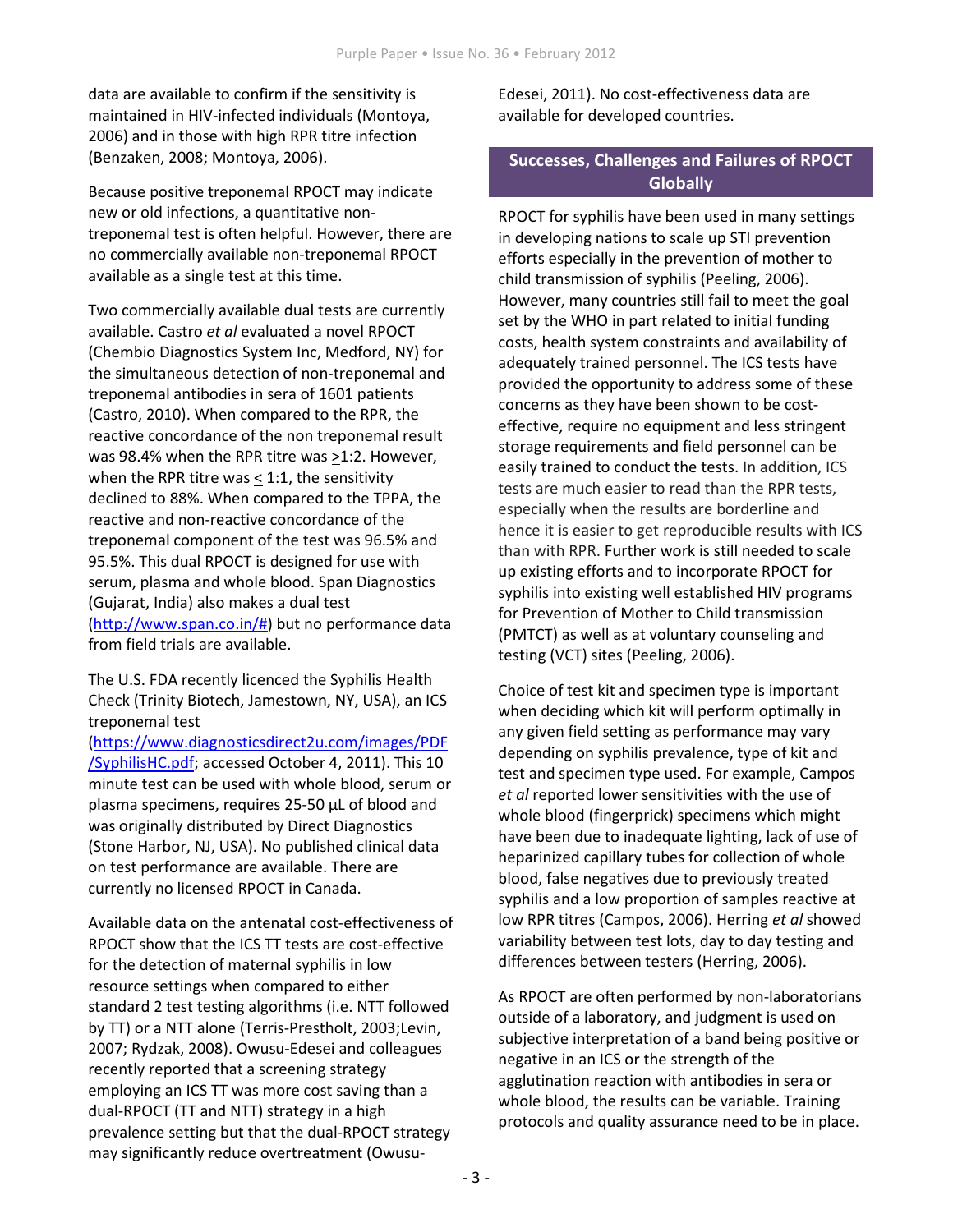data are available to confirm if the sensitivity is maintained in HIV-infected individuals (Montoya, 2006) and in those with high RPR titre infection (Benzaken, 2008; Montoya, 2006).

Because positive treponemal RPOCT may indicate new or old infections, a quantitative non-treponemal test is often helpful. However, there are no commercially available non-treponemal RPOCT available as a single test at this time.

Two commercially available dual tests are currently available. Castro *et al* evaluated a novel RPOCT (Chembio Diagnostics System Inc, Medford, NY) for the simultaneous detection of non-treponemal and treponemal antibodies in sera of 1601 patients (Castro, 2010). When compared to the RPR, the reactive concordance of the non treponemal result was 98.4% when the RPR titre was $\geq$1:2. However, when the RPR titre was $\leq$ 1:1, the sensitivity declined to 88%. When compared to the TPPA, the reactive and non-reactive concordance of the treponemal component of the test was 96.5% and 95.5%. This dual RPOCT is designed for use with serum, plasma and whole blood. Span Diagnostics (Gujarat, India) also makes a dual test (http://www.span.co.in/#) but no performance data from field trials are available.

The U.S. FDA recently licenced the Syphilis Health Check (Trinity Biotech, Jamestown, NY, USA), an ICS treponemal test (https://www.diagnosticsdirect2u.com/images/PDF/SyphilisHC.pdf; accessed October 4, 2011). This 10 minute test can be used with whole blood, serum or plasma specimens, requires 25-50 µL of blood and was originally distributed by Direct Diagnostics (Stone Harbor, NJ, USA). No published clinical data on test performance are available. There are currently no licensed RPOCT in Canada.

Available data on the antenatal cost-effectiveness of RPOCT show that the ICS TT tests are cost-effective for the detection of maternal syphilis in low resource settings when compared to either standard 2 test testing algorithms (i.e. NTT followed by TT) or a NTT alone (Terris-Prestholt, 2003;Levin, 2007; Rydzak, 2008). Owusu-Edesei and colleagues recently reported that a screening strategy employing an ICS TT was more cost saving than a dual-RPOCT (TT and NTT) strategy in a high prevalence setting but that the dual-RPOCT strategy may significantly reduce overtreatment (Owusu-Edesei, 2011). No cost-effectiveness data are available for developed countries.

## Successes, Challenges and Failures of RPOCT Globally

RPOCT for syphilis have been used in many settings in developing nations to scale up STI prevention efforts especially in the prevention of mother to child transmission of syphilis (Peeling, 2006). However, many countries still fail to meet the goal set by the WHO in part related to initial funding costs, health system constraints and availability of adequately trained personnel. The ICS tests have provided the opportunity to address some of these concerns as they have been shown to be cost-effective, require no equipment and less stringent storage requirements and field personnel can be easily trained to conduct the tests. In addition, ICS tests are much easier to read than the RPR tests, especially when the results are borderline and hence it is easier to get reproducible results with ICS than with RPR. Further work is still needed to scale up existing efforts and to incorporate RPOCT for syphilis into existing well established HIV programs for Prevention of Mother to Child transmission (PMTCT) as well as at voluntary counseling and testing (VCT) sites (Peeling, 2006).

Choice of test kit and specimen type is important when deciding which kit will perform optimally in any given field setting as performance may vary depending on syphilis prevalence, type of kit and test and specimen type used. For example, Campos *et al* reported lower sensitivities with the use of whole blood (fingerprick) specimens which might have been due to inadequate lighting, lack of use of heparinized capillary tubes for collection of whole blood, false negatives due to previously treated syphilis and a low proportion of samples reactive at low RPR titres (Campos, 2006). Herring *et al* showed variability between test lots, day to day testing and differences between testers (Herring, 2006).

As RPOCT are often performed by non-laboratorians outside of a laboratory, and judgment is used on subjective interpretation of a band being positive or negative in an ICS or the strength of the agglutination reaction with antibodies in sera or whole blood, the results can be variable. Training protocols and quality assurance need to be in place.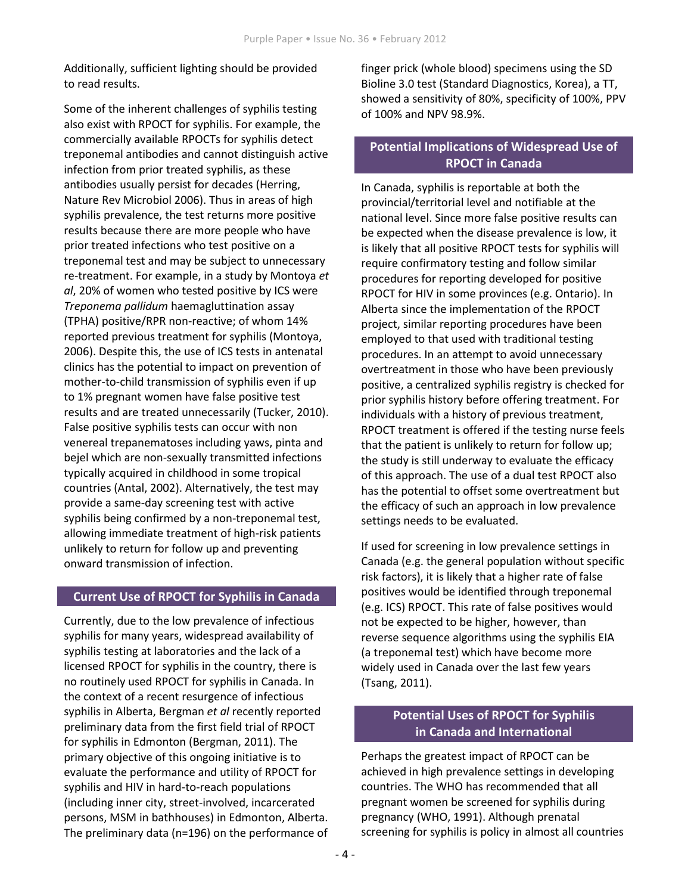Additionally, sufficient lighting should be provided to read results.

Some of the inherent challenges of syphilis testing also exist with RPOCT for syphilis. For example, the commercially available RPOCTs for syphilis detect treponemal antibodies and cannot distinguish active infection from prior treated syphilis, as these antibodies usually persist for decades (Herring, Nature Rev Microbiol 2006). Thus in areas of high syphilis prevalence, the test returns more positive results because there are more people who have prior treated infections who test positive on a treponemal test and may be subject to unnecessary re-treatment. For example, in a study by Montoya *et al*, 20% of women who tested positive by ICS were *Treponema pallidum* haemagluttination assay (TPHA) positive/RPR non-reactive; of whom 14% reported previous treatment for syphilis (Montoya, 2006). Despite this, the use of ICS tests in antenatal clinics has the potential to impact on prevention of mother-to-child transmission of syphilis even if up to 1% pregnant women have false positive test results and are treated unnecessarily (Tucker, 2010). False positive syphilis tests can occur with non venereal trepanematoses including yaws, pinta and bejel which are non-sexually transmitted infections typically acquired in childhood in some tropical countries (Antal, 2002). Alternatively, the test may provide a same-day screening test with active syphilis being confirmed by a non-treponemal test, allowing immediate treatment of high-risk patients unlikely to return for follow up and preventing onward transmission of infection.

## Current Use of RPOCT for Syphilis in Canada

Currently, due to the low prevalence of infectious syphilis for many years, widespread availability of syphilis testing at laboratories and the lack of a licensed RPOCT for syphilis in the country, there is no routinely used RPOCT for syphilis in Canada. In the context of a recent resurgence of infectious syphilis in Alberta, Bergman *et al* recently reported preliminary data from the first field trial of RPOCT for syphilis in Edmonton (Bergman, 2011). The primary objective of this ongoing initiative is to evaluate the performance and utility of RPOCT for syphilis and HIV in hard-to-reach populations (including inner city, street-involved, incarcerated persons, MSM in bathhouses) in Edmonton, Alberta. The preliminary data (n=196) on the performance of finger prick (whole blood) specimens using the SD Bioline 3.0 test (Standard Diagnostics, Korea), a TT, showed a sensitivity of 80%, specificity of 100%, PPV of 100% and NPV 98.9%.

## Potential Implications of Widespread Use of RPOCT in Canada

In Canada, syphilis is reportable at both the provincial/territorial level and notifiable at the national level. Since more false positive results can be expected when the disease prevalence is low, it is likely that all positive RPOCT tests for syphilis will require confirmatory testing and follow similar procedures for reporting developed for positive RPOCT for HIV in some provinces (e.g. Ontario). In Alberta since the implementation of the RPOCT project, similar reporting procedures have been employed to that used with traditional testing procedures. In an attempt to avoid unnecessary overtreatment in those who have been previously positive, a centralized syphilis registry is checked for prior syphilis history before offering treatment. For individuals with a history of previous treatment, RPOCT treatment is offered if the testing nurse feels that the patient is unlikely to return for follow up; the study is still underway to evaluate the efficacy of this approach. The use of a dual test RPOCT also has the potential to offset some overtreatment but the efficacy of such an approach in low prevalence settings needs to be evaluated.

If used for screening in low prevalence settings in Canada (e.g. the general population without specific risk factors), it is likely that a higher rate of false positives would be identified through treponemal (e.g. ICS) RPOCT. This rate of false positives would not be expected to be higher, however, than reverse sequence algorithms using the syphilis EIA (a treponemal test) which have become more widely used in Canada over the last few years (Tsang, 2011).

## Potential Uses of RPOCT for Syphilis in Canada and International

Perhaps the greatest impact of RPOCT can be achieved in high prevalence settings in developing countries. The WHO has recommended that all pregnant women be screened for syphilis during pregnancy (WHO, 1991). Although prenatal screening for syphilis is policy in almost all countries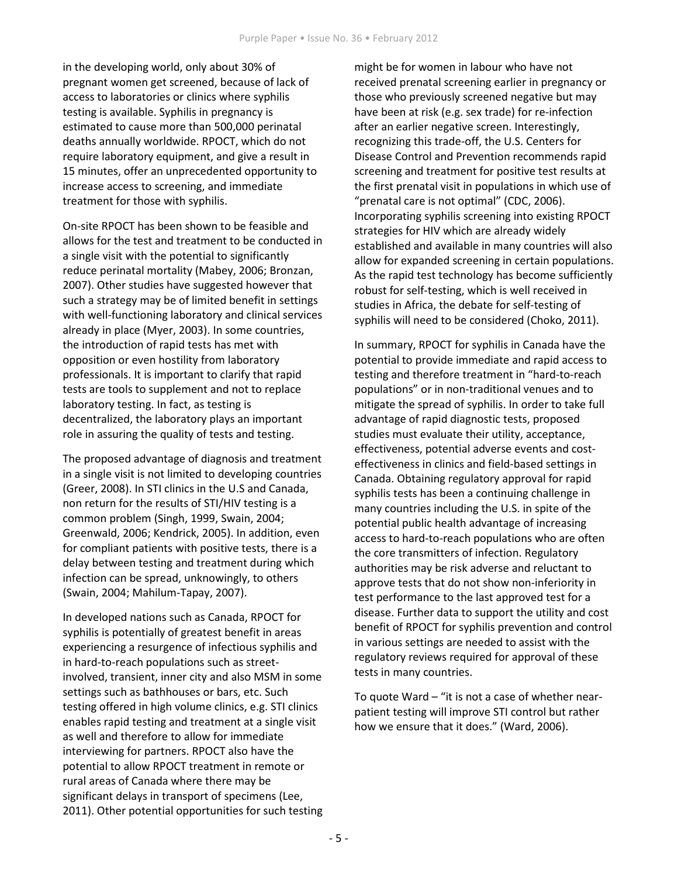in the developing world, only about 30% of pregnant women get screened, because of lack of access to laboratories or clinics where syphilis testing is available. Syphilis in pregnancy is estimated to cause more than 500,000 perinatal deaths annually worldwide. RPOCT, which do not require laboratory equipment, and give a result in 15 minutes, offer an unprecedented opportunity to increase access to screening, and immediate treatment for those with syphilis.

On-site RPOCT has been shown to be feasible and allows for the test and treatment to be conducted in a single visit with the potential to significantly reduce perinatal mortality (Mabey, 2006; Bronzan, 2007). Other studies have suggested however that such a strategy may be of limited benefit in settings with well-functioning laboratory and clinical services already in place (Myer, 2003). In some countries, the introduction of rapid tests has met with opposition or even hostility from laboratory professionals. It is important to clarify that rapid tests are tools to supplement and not to replace laboratory testing. In fact, as testing is decentralized, the laboratory plays an important role in assuring the quality of tests and testing.

The proposed advantage of diagnosis and treatment in a single visit is not limited to developing countries (Greer, 2008). In STI clinics in the U.S and Canada, non return for the results of STI/HIV testing is a common problem (Singh, 1999, Swain, 2004; Greenwald, 2006; Kendrick, 2005). In addition, even for compliant patients with positive tests, there is a delay between testing and treatment during which infection can be spread, unknowingly, to others (Swain, 2004; Mahilum-Tapay, 2007).

In developed nations such as Canada, RPOCT for syphilis is potentially of greatest benefit in areas experiencing a resurgence of infectious syphilis and in hard-to-reach populations such as street-involved, transient, inner city and also MSM in some settings such as bathhouses or bars, etc. Such testing offered in high volume clinics, e.g. STI clinics enables rapid testing and treatment at a single visit as well and therefore to allow for immediate interviewing for partners. RPOCT also have the potential to allow RPOCT treatment in remote or rural areas of Canada where there may be significant delays in transport of specimens (Lee, 2011). Other potential opportunities for such testing might be for women in labour who have not received prenatal screening earlier in pregnancy or those who previously screened negative but may have been at risk (e.g. sex trade) for re-infection after an earlier negative screen. Interestingly, recognizing this trade-off, the U.S. Centers for Disease Control and Prevention recommends rapid screening and treatment for positive test results at the first prenatal visit in populations in which use of "prenatal care is not optimal" (CDC, 2006). Incorporating syphilis screening into existing RPOCT strategies for HIV which are already widely established and available in many countries will also allow for expanded screening in certain populations. As the rapid test technology has become sufficiently robust for self-testing, which is well received in studies in Africa, the debate for self-testing of syphilis will need to be considered (Choko, 2011).

In summary, RPOCT for syphilis in Canada have the potential to provide immediate and rapid access to testing and therefore treatment in "hard-to-reach populations" or in non-traditional venues and to mitigate the spread of syphilis. In order to take full advantage of rapid diagnostic tests, proposed studies must evaluate their utility, acceptance, effectiveness, potential adverse events and cost-effectiveness in clinics and field-based settings in Canada. Obtaining regulatory approval for rapid syphilis tests has been a continuing challenge in many countries including the U.S. in spite of the potential public health advantage of increasing access to hard-to-reach populations who are often the core transmitters of infection. Regulatory authorities may be risk adverse and reluctant to approve tests that do not show non-inferiority in test performance to the last approved test for a disease. Further data to support the utility and cost benefit of RPOCT for syphilis prevention and control in various settings are needed to assist with the regulatory reviews required for approval of these tests in many countries.

To quote Ward – "it is not a case of whether near-patient testing will improve STI control but rather how we ensure that it does." (Ward, 2006).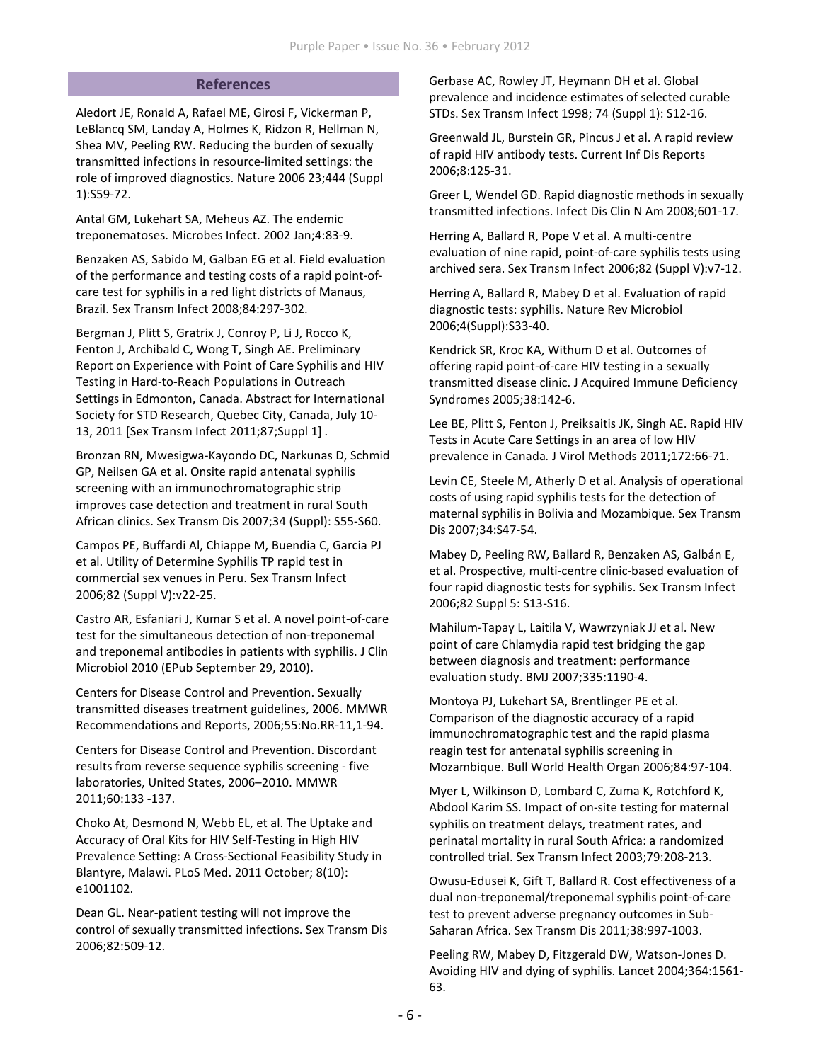## References

Aledort JE, Ronald A, Rafael ME, Girosi F, Vickerman P, LeBlancq SM, Landay A, Holmes K, Ridzon R, Hellman N, Shea MV, Peeling RW. Reducing the burden of sexually transmitted infections in resource-limited settings: the role of improved diagnostics. Nature 2006 23;444 (Suppl 1):S59-72.

Antal GM, Lukehart SA, Meheus AZ. The endemic treponematoses. Microbes Infect. 2002 Jan;4:83-9.

Benzaken AS, Sabido M, Galban EG et al. Field evaluation of the performance and testing costs of a rapid point-of-care test for syphilis in a red light districts of Manaus, Brazil. Sex Transm Infect 2008;84:297-302.

Bergman J, Plitt S, Gratrix J, Conroy P, Li J, Rocco K, Fenton J, Archibald C, Wong T, Singh AE. Preliminary Report on Experience with Point of Care Syphilis and HIV Testing in Hard-to-Reach Populations in Outreach Settings in Edmonton, Canada. Abstract for International Society for STD Research, Quebec City, Canada, July 10-13, 2011 [Sex Transm Infect 2011;87;Suppl 1] .

Bronzan RN, Mwesigwa-Kayondo DC, Narkunas D, Schmid GP, Neilsen GA et al. Onsite rapid antenatal syphilis screening with an immunochromatographic strip improves case detection and treatment in rural South African clinics. Sex Transm Dis 2007;34 (Suppl): S55-S60.

Campos PE, Buffardi Al, Chiappe M, Buendia C, Garcia PJ et al. Utility of Determine Syphilis TP rapid test in commercial sex venues in Peru. Sex Transm Infect 2006;82 (Suppl V):v22-25.

Castro AR, Esfaniari J, Kumar S et al. A novel point-of-care test for the simultaneous detection of non-treponemal and treponemal antibodies in patients with syphilis. J Clin Microbiol 2010 (EPub September 29, 2010).

Centers for Disease Control and Prevention. Sexually transmitted diseases treatment guidelines, 2006. MMWR Recommendations and Reports, 2006;55:No.RR-11,1-94.

Centers for Disease Control and Prevention. Discordant results from reverse sequence syphilis screening - five laboratories, United States, 2006–2010. MMWR 2011;60:133 -137.

Choko At, Desmond N, Webb EL, et al. The Uptake and Accuracy of Oral Kits for HIV Self-Testing in High HIV Prevalence Setting: A Cross-Sectional Feasibility Study in Blantyre, Malawi. PLoS Med. 2011 October; 8(10): e1001102.

Dean GL. Near-patient testing will not improve the control of sexually transmitted infections. Sex Transm Dis 2006;82:509-12.

Gerbase AC, Rowley JT, Heymann DH et al. Global prevalence and incidence estimates of selected curable STDs. Sex Transm Infect 1998; 74 (Suppl 1): S12-16.

Greenwald JL, Burstein GR, Pincus J et al. A rapid review of rapid HIV antibody tests. Current Inf Dis Reports 2006;8:125-31.

Greer L, Wendel GD. Rapid diagnostic methods in sexually transmitted infections. Infect Dis Clin N Am 2008;601-17.

Herring A, Ballard R, Pope V et al. A multi-centre evaluation of nine rapid, point-of-care syphilis tests using archived sera. Sex Transm Infect 2006;82 (Suppl V):v7-12.

Herring A, Ballard R, Mabey D et al. Evaluation of rapid diagnostic tests: syphilis. Nature Rev Microbiol 2006;4(Suppl):S33-40.

Kendrick SR, Kroc KA, Withum D et al. Outcomes of offering rapid point-of-care HIV testing in a sexually transmitted disease clinic. J Acquired Immune Deficiency Syndromes 2005;38:142-6.

Lee BE, Plitt S, Fenton J, Preiksaitis JK, Singh AE. Rapid HIV Tests in Acute Care Settings in an area of low HIV prevalence in Canada. J Virol Methods 2011;172:66-71.

Levin CE, Steele M, Atherly D et al. Analysis of operational costs of using rapid syphilis tests for the detection of maternal syphilis in Bolivia and Mozambique. Sex Transm Dis 2007;34:S47-54.

Mabey D, Peeling RW, Ballard R, Benzaken AS, Galbán E, et al. Prospective, multi-centre clinic-based evaluation of four rapid diagnostic tests for syphilis. Sex Transm Infect 2006;82 Suppl 5: S13-S16.

Mahilum-Tapay L, Laitila V, Wawrzyniak JJ et al. New point of care Chlamydia rapid test bridging the gap between diagnosis and treatment: performance evaluation study. BMJ 2007;335:1190-4.

Montoya PJ, Lukehart SA, Brentlinger PE et al. Comparison of the diagnostic accuracy of a rapid immunochromatographic test and the rapid plasma reagin test for antenatal syphilis screening in Mozambique. Bull World Health Organ 2006;84:97-104.

Myer L, Wilkinson D, Lombard C, Zuma K, Rotchford K, Abdool Karim SS. Impact of on-site testing for maternal syphilis on treatment delays, treatment rates, and perinatal mortality in rural South Africa: a randomized controlled trial. Sex Transm Infect 2003;79:208-213.

Owusu-Edusei K, Gift T, Ballard R. Cost effectiveness of a dual non-treponemal/treponemal syphilis point-of-care test to prevent adverse pregnancy outcomes in Sub-Saharan Africa. Sex Transm Dis 2011;38:997-1003.

Peeling RW, Mabey D, Fitzgerald DW, Watson-Jones D. Avoiding HIV and dying of syphilis. Lancet 2004;364:1561-63.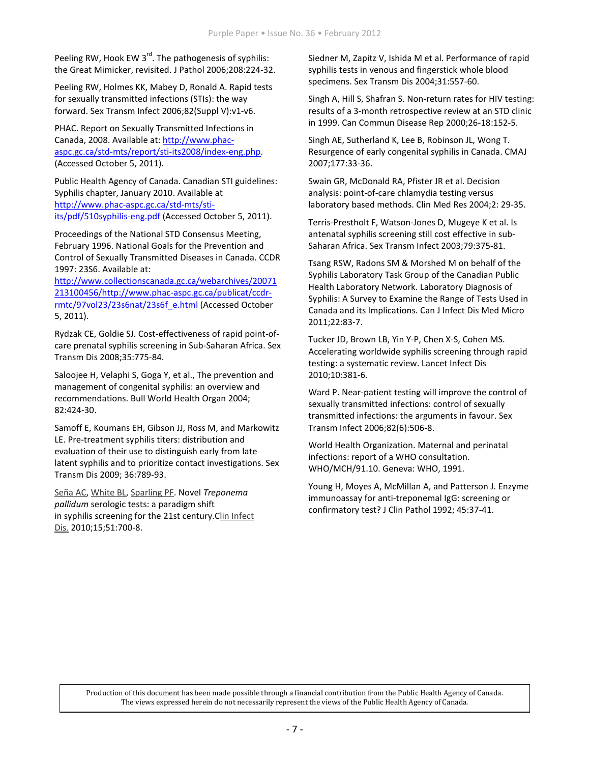Peeling RW, Hook EW 3[rd]. The pathogenesis of syphilis: the Great Mimicker, revisited. J Pathol 2006;208:224-32.

Peeling RW, Holmes KK, Mabey D, Ronald A. Rapid tests for sexually transmitted infections (STIs): the way forward. Sex Transm Infect 2006;82(Suppl V):v1-v6.

PHAC. Report on Sexually Transmitted Infections in Canada, 2008. Available at: http://www.phac-aspc.gc.ca/std-mts/report/sti-its2008/index-eng.php. (Accessed October 5, 2011).

Public Health Agency of Canada. Canadian STI guidelines: Syphilis chapter, January 2010. Available at http://www.phac-aspc.gc.ca/std-mts/sti-its/pdf/510syphilis-eng.pdf (Accessed October 5, 2011).

Proceedings of the National STD Consensus Meeting, February 1996. National Goals for the Prevention and Control of Sexually Transmitted Diseases in Canada. CCDR 1997: 23S6. Available at: http://www.collectionscanada.gc.ca/webarchives/20071213100456/http://www.phac-aspc.gc.ca/publicat/ccdr-rmtc/97vol23/23s6nat/23s6f_e.html (Accessed October 5, 2011).

Rydzak CE, Goldie SJ. Cost-effectiveness of rapid point-of-care prenatal syphilis screening in Sub-Saharan Africa. Sex Transm Dis 2008;35:775-84.

Saloojee H, Velaphi S, Goga Y, et al., The prevention and management of congenital syphilis: an overview and recommendations. Bull World Health Organ 2004; 82:424-30.

Samoff E, Koumans EH, Gibson JJ, Ross M, and Markowitz LE. Pre-treatment syphilis titers: distribution and evaluation of their use to distinguish early from late latent syphilis and to prioritize contact investigations. Sex Transm Dis 2009; 36:789-93.

Seña AC, White BL, Sparling PF. Novel *Treponema pallidum* serologic tests: a paradigm shift in syphilis screening for the 21st century.Clin Infect Dis. 2010;15;51:700-8.

Siedner M, Zapitz V, Ishida M et al. Performance of rapid syphilis tests in venous and fingerstick whole blood specimens. Sex Transm Dis 2004;31:557-60.

Singh A, Hill S, Shafran S. Non-return rates for HIV testing: results of a 3-month retrospective review at an STD clinic in 1999. Can Commun Disease Rep 2000;26-18:152-5.

Singh AE, Sutherland K, Lee B, Robinson JL, Wong T. Resurgence of early congenital syphilis in Canada. CMAJ 2007;177:33-36.

Swain GR, McDonald RA, Pfister JR et al. Decision analysis: point-of-care chlamydia testing versus laboratory based methods. Clin Med Res 2004;2: 29-35.

Terris-Prestholt F, Watson-Jones D, Mugeye K et al. Is antenatal syphilis screening still cost effective in sub-Saharan Africa. Sex Transm Infect 2003;79:375-81.

Tsang RSW, Radons SM & Morshed M on behalf of the Syphilis Laboratory Task Group of the Canadian Public Health Laboratory Network. Laboratory Diagnosis of Syphilis: A Survey to Examine the Range of Tests Used in Canada and its Implications. Can J Infect Dis Med Micro 2011;22:83-7.

Tucker JD, Brown LB, Yin Y-P, Chen X-S, Cohen MS. Accelerating worldwide syphilis screening through rapid testing: a systematic review. Lancet Infect Dis 2010;10:381-6.

Ward P. Near-patient testing will improve the control of sexually transmitted infections: control of sexually transmitted infections: the arguments in favour. Sex Transm Infect 2006;82(6):506-8.

World Health Organization. Maternal and perinatal infections: report of a WHO consultation. WHO/MCH/91.10. Geneva: WHO, 1991.

Young H, Moyes A, McMillan A, and Patterson J. Enzyme immunoassay for anti-treponemal IgG: screening or confirmatory test? J Clin Pathol 1992; 45:37-41.

Production of this document has been made possible through a financial contribution from the Public Health Agency of Canada. The views expressed herein do not necessarily represent the views of the Public Health Agency of Canada.